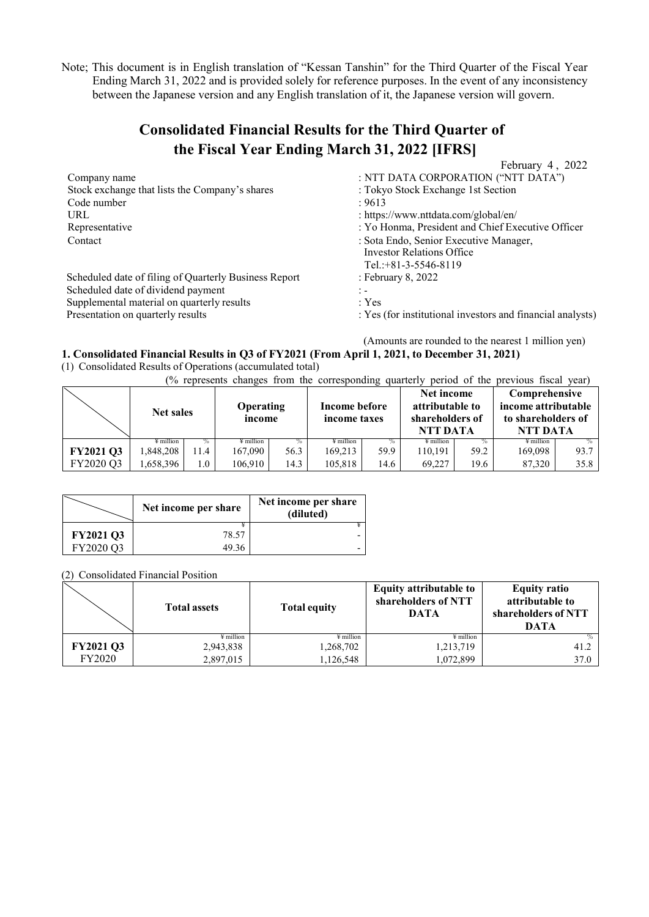Note; This document is in English translation of "Kessan Tanshin" for the Third Quarter of the Fiscal Year Ending March 31, 2022 and is provided solely for reference purposes. In the event of any inconsistency between the Japanese version and any English translation of it, the Japanese version will govern.

# Consolidated Financial Results for the Third Quarter of the Fiscal Year Ending March 31, 2022 [IFRS]

February 4, 2022

| | |
|---|---|
| Company name | : NTT DATA CORPORATION ("NTT DATA") |
| Stock exchange that lists the Company's shares | : Tokyo Stock Exchange 1st Section |
| Code number | : 9613 |
| URL | : https://www.nttdata.com/global/en/ |
| Representative | : Yo Honma, President and Chief Executive Officer |
| Contact | : Sota Endo, Senior Executive Manager, Investor Relations Office Tel.:+81-3-5546-8119 |
| Scheduled date of filing of Quarterly Business Report | : February 8, 2022 |
| Scheduled date of dividend payment | : - |
| Supplemental material on quarterly results | : Yes |
| Presentation on quarterly results | : Yes (for institutional investors and financial analysts) |

(Amounts are rounded to the nearest 1 million yen)

### 1. Consolidated Financial Results in Q3 of FY2021 (From April 1, 2021, to December 31, 2021)

(1) Consolidated Results of Operations (accumulated total)

(% represents changes from the corresponding quarterly period of the previous fiscal year)

| | Net sales | | Operating income | | Income before income taxes | | Net income attributable to shareholders of NTT DATA | | Comprehensive income attributable to shareholders of NTT DATA | |
|---|---|---|---|---|---|---|---|---|---|---|
| | ¥ million | % | ¥ million | % | ¥ million | % | ¥ million | % | ¥ million | % |
| **FY2021 Q3** | 1,848,208 | 11.4 | 167,090 | 56.3 | 169,213 | 59.9 | 110,191 | 59.2 | 169,098 | 93.7 |
| FY2020 Q3 | 1,658,396 | 1.0 | 106,910 | 14.3 | 105,818 | 14.6 | 69,227 | 19.6 | 87,320 | 35.8 |

| | Net income per share | Net income per share (diluted) |
|---|---|---|
| | ¥ | ¥ |
| **FY2021 Q3** | 78.57 | - |
| FY2020 Q3 | 49.36 | - |

(2) Consolidated Financial Position

| | Total assets | Total equity | Equity attributable to shareholders of NTT DATA | Equity ratio attributable to shareholders of NTT DATA |
|---|---|---|---|---|
| | ¥ million | ¥ million | ¥ million | % |
| **FY2021 Q3** | 2,943,838 | 1,268,702 | 1,213,719 | 41.2 |
| FY2020 | 2,897,015 | 1,126,548 | 1,072,899 | 37.0 |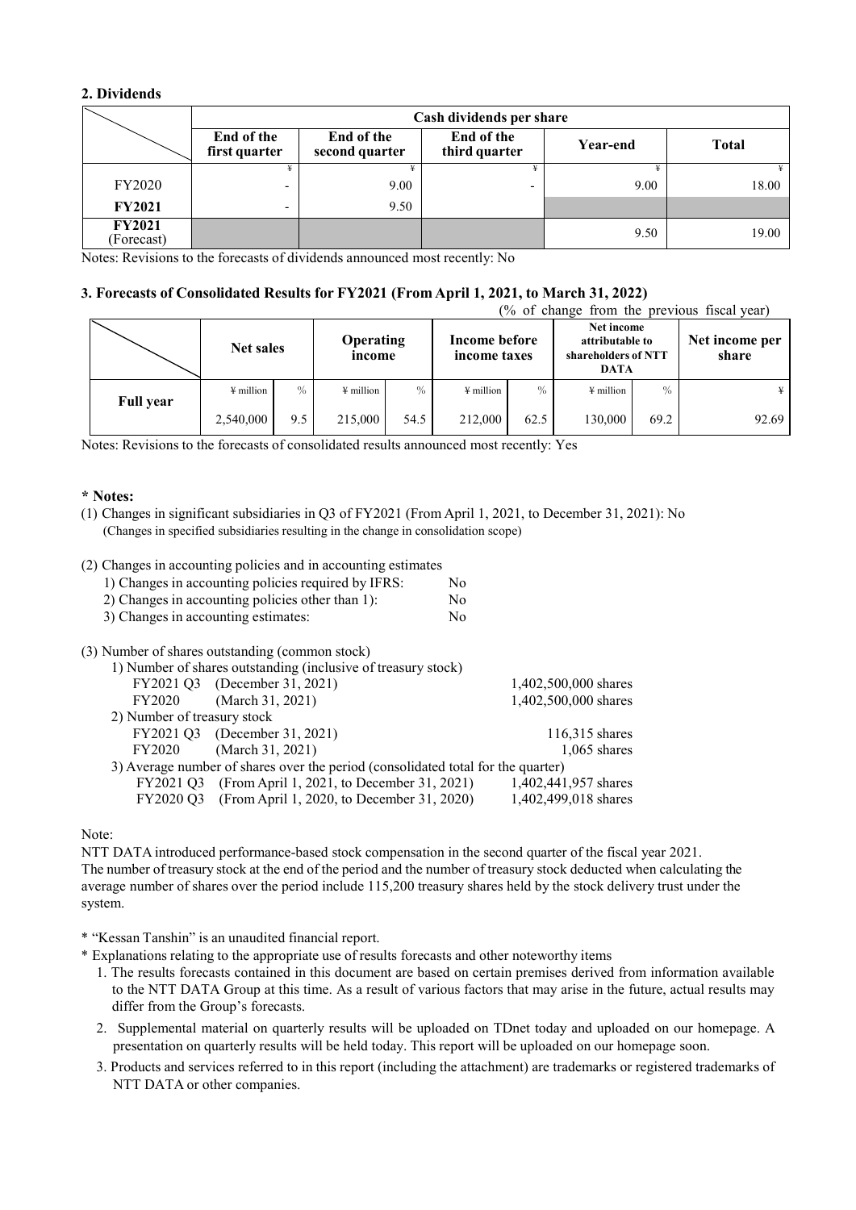## 2. Dividends

| | Cash dividends per share | | | | |
|---|---|---|---|---|---|
| | End of the first quarter | End of the second quarter | End of the third quarter | Year-end | Total |
| | ¥ | ¥ | ¥ | ¥ | ¥ |
| FY2020 | - | 9.00 | - | 9.00 | 18.00 |
| **FY2021** | - | 9.50 | | | |
| **FY2021** (Forecast) | | | | 9.50 | 19.00 |

Notes: Revisions to the forecasts of dividends announced most recently: No

## 3. Forecasts of Consolidated Results for FY2021 (From April 1, 2021, to March 31, 2022)

(% of change from the previous fiscal year)

| | Net sales | | Operating income | | Income before income taxes | | Net income attributable to shareholders of NTT DATA | | Net income per share |
|---|---|---|---|---|---|---|---|---|---|
| **Full year** | ¥ million | % | ¥ million | % | ¥ million | % | ¥ million | % | ¥ |
| | 2,540,000 | 9.5 | 215,000 | 54.5 | 212,000 | 62.5 | 130,000 | 69.2 | 92.69 |

Notes: Revisions to the forecasts of consolidated results announced most recently: Yes

### * Notes:

(1) Changes in significant subsidiaries in Q3 of FY2021 (From April 1, 2021, to December 31, 2021): No
(Changes in specified subsidiaries resulting in the change in consolidation scope)

(2) Changes in accounting policies and in accounting estimates

1) Changes in accounting policies required by IFRS: No
2) Changes in accounting policies other than 1): No
3) Changes in accounting estimates: No

(3) Number of shares outstanding (common stock)

1) Number of shares outstanding (inclusive of treasury stock)

| | | |
|---|---|---|
| FY2021 Q3 | (December 31, 2021) | 1,402,500,000 shares |
| FY2020 | (March 31, 2021) | 1,402,500,000 shares |

2) Number of treasury stock

| | | |
|---|---|---|
| FY2021 Q3 | (December 31, 2021) | 116,315 shares |
| FY2020 | (March 31, 2021) | 1,065 shares |

3) Average number of shares over the period (consolidated total for the quarter)

| | | |
|---|---|---|
| FY2021 Q3 | (From April 1, 2021, to December 31, 2021) | 1,402,441,957 shares |
| FY2020 Q3 | (From April 1, 2020, to December 31, 2020) | 1,402,499,018 shares |

Note:

NTT DATA introduced performance-based stock compensation in the second quarter of the fiscal year 2021.
The number of treasury stock at the end of the period and the number of treasury stock deducted when calculating the average number of shares over the period include 115,200 treasury shares held by the stock delivery trust under the system.

* "Kessan Tanshin" is an unaudited financial report.
* Explanations relating to the appropriate use of results forecasts and other noteworthy items
  1. The results forecasts contained in this document are based on certain premises derived from information available to the NTT DATA Group at this time. As a result of various factors that may arise in the future, actual results may differ from the Group's forecasts.
  2. Supplemental material on quarterly results will be uploaded on TDnet today and uploaded on our homepage. A presentation on quarterly results will be held today. This report will be uploaded on our homepage soon.
  3. Products and services referred to in this report (including the attachment) are trademarks or registered trademarks of NTT DATA or other companies.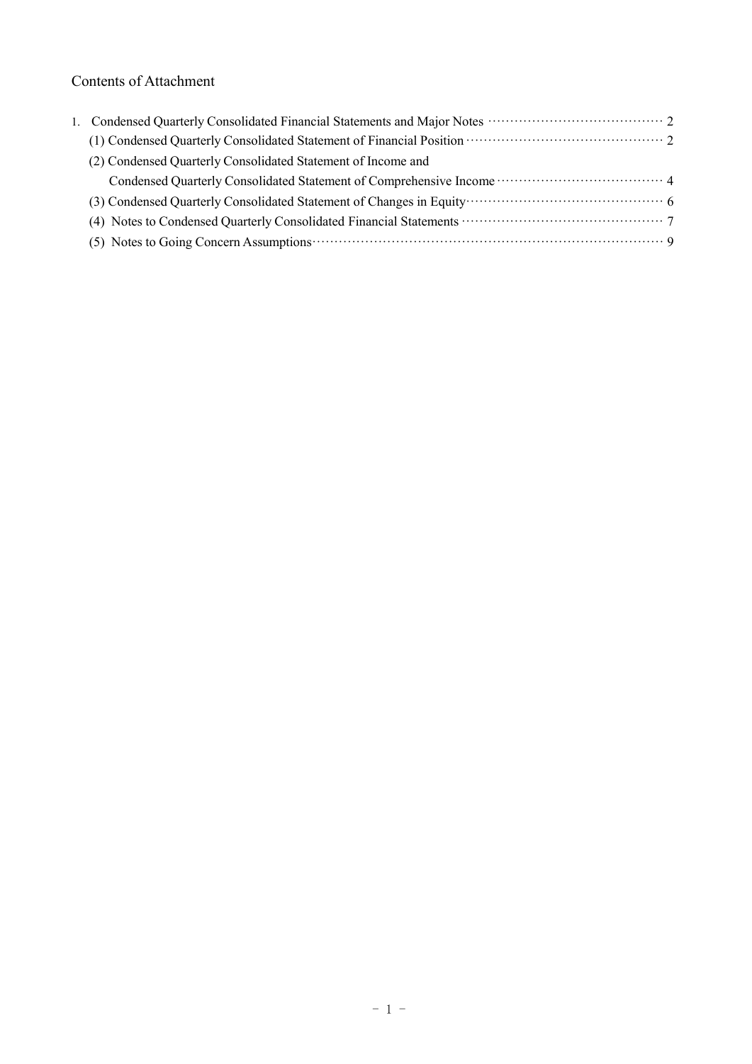## Contents of Attachment

1. Condensed Quarterly Consolidated Financial Statements and Major Notes ······································ 2
   - (1) Condensed Quarterly Consolidated Statement of Financial Position ··········································· 2
   - (2) Condensed Quarterly Consolidated Statement of Income and
     Condensed Quarterly Consolidated Statement of Comprehensive Income ···································· 4
   - (3) Condensed Quarterly Consolidated Statement of Changes in Equity··········································· 6
   - (4) Notes to Condensed Quarterly Consolidated Financial Statements ············································ 7
   - (5) Notes to Going Concern Assumptions······························································ 9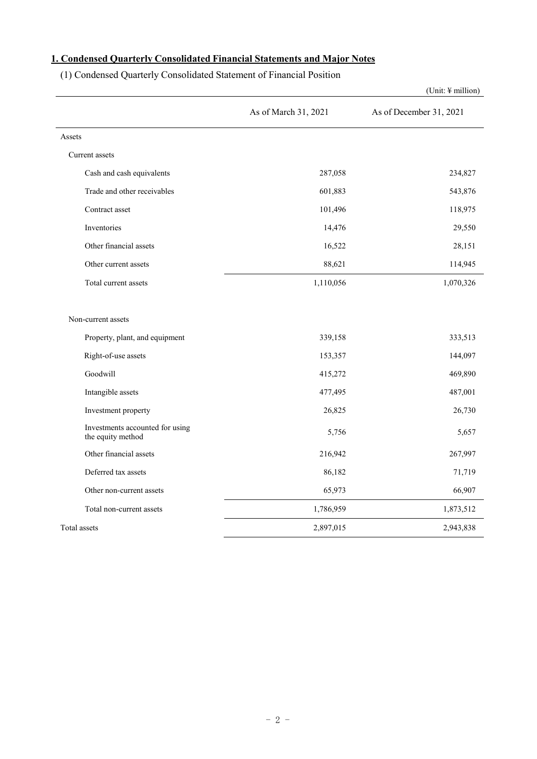## 1. Condensed Quarterly Consolidated Financial Statements and Major Notes

(1) Condensed Quarterly Consolidated Statement of Financial Position

(Unit: ¥ million)

| | As of March 31, 2021 | As of December 31, 2021 |
|---|---|---|
| Assets | | |
| Current assets | | |
| Cash and cash equivalents | 287,058 | 234,827 |
| Trade and other receivables | 601,883 | 543,876 |
| Contract asset | 101,496 | 118,975 |
| Inventories | 14,476 | 29,550 |
| Other financial assets | 16,522 | 28,151 |
| Other current assets | 88,621 | 114,945 |
| Total current assets | 1,110,056 | 1,070,326 |
| Non-current assets | | |
| Property, plant, and equipment | 339,158 | 333,513 |
| Right-of-use assets | 153,357 | 144,097 |
| Goodwill | 415,272 | 469,890 |
| Intangible assets | 477,495 | 487,001 |
| Investment property | 26,825 | 26,730 |
| Investments accounted for using the equity method | 5,756 | 5,657 |
| Other financial assets | 216,942 | 267,997 |
| Deferred tax assets | 86,182 | 71,719 |
| Other non-current assets | 65,973 | 66,907 |
| Total non-current assets | 1,786,959 | 1,873,512 |
| Total assets | 2,897,015 | 2,943,838 |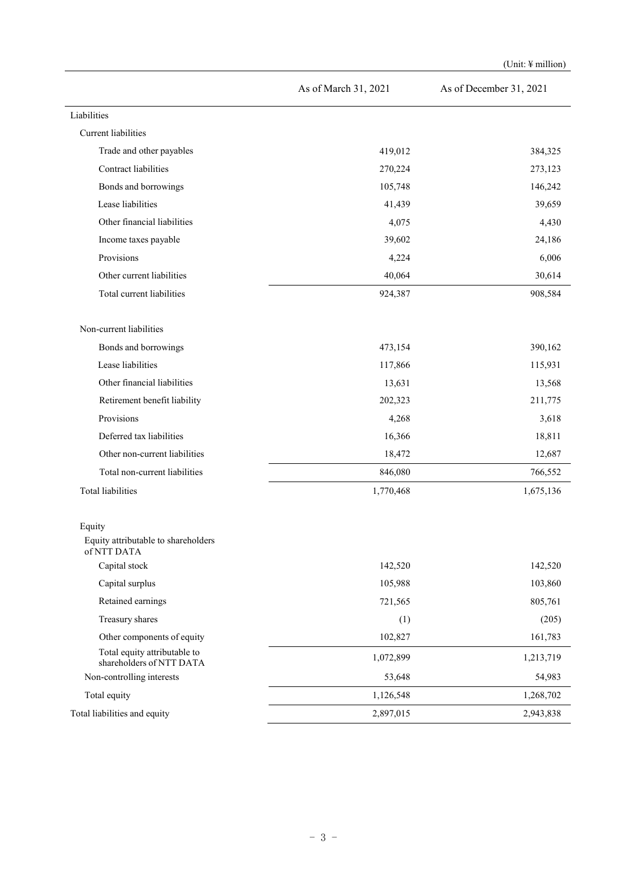(Unit: ¥ million)

| | As of March 31, 2021 | As of December 31, 2021 |
|---|---|---|
| Liabilities | | |
| Current liabilities | | |
| Trade and other payables | 419,012 | 384,325 |
| Contract liabilities | 270,224 | 273,123 |
| Bonds and borrowings | 105,748 | 146,242 |
| Lease liabilities | 41,439 | 39,659 |
| Other financial liabilities | 4,075 | 4,430 |
| Income taxes payable | 39,602 | 24,186 |
| Provisions | 4,224 | 6,006 |
| Other current liabilities | 40,064 | 30,614 |
| Total current liabilities | 924,387 | 908,584 |
| Non-current liabilities | | |
| Bonds and borrowings | 473,154 | 390,162 |
| Lease liabilities | 117,866 | 115,931 |
| Other financial liabilities | 13,631 | 13,568 |
| Retirement benefit liability | 202,323 | 211,775 |
| Provisions | 4,268 | 3,618 |
| Deferred tax liabilities | 16,366 | 18,811 |
| Other non-current liabilities | 18,472 | 12,687 |
| Total non-current liabilities | 846,080 | 766,552 |
| Total liabilities | 1,770,468 | 1,675,136 |
| Equity | | |
| Equity attributable to shareholders of NTT DATA | | |
| Capital stock | 142,520 | 142,520 |
| Capital surplus | 105,988 | 103,860 |
| Retained earnings | 721,565 | 805,761 |
| Treasury shares | (1) | (205) |
| Other components of equity | 102,827 | 161,783 |
| Total equity attributable to shareholders of NTT DATA | 1,072,899 | 1,213,719 |
| Non-controlling interests | 53,648 | 54,983 |
| Total equity | 1,126,548 | 1,268,702 |
| Total liabilities and equity | 2,897,015 | 2,943,838 |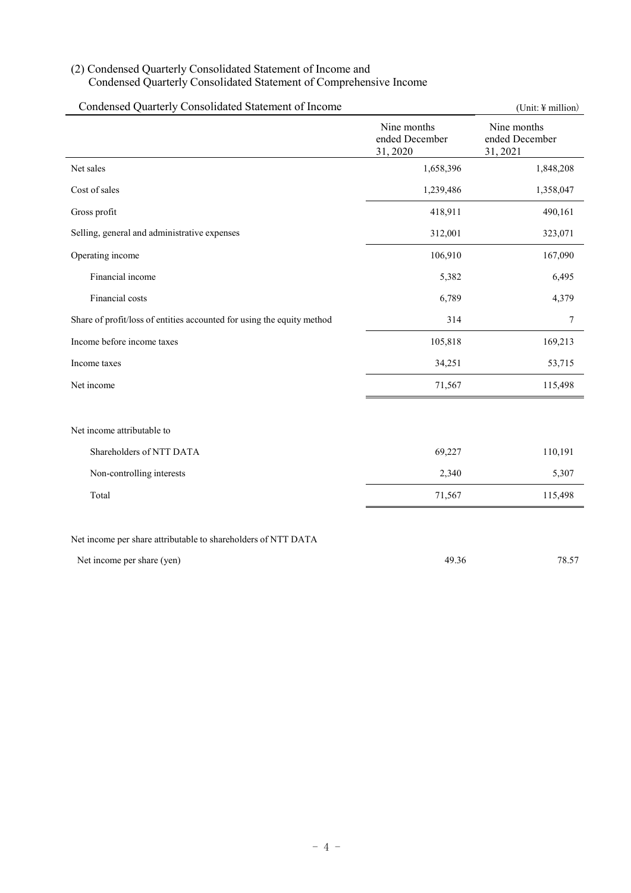## (2) Condensed Quarterly Consolidated Statement of Income and Condensed Quarterly Consolidated Statement of Comprehensive Income

### Condensed Quarterly Consolidated Statement of Income

(Unit: ¥ million)

| | Nine months ended December 31, 2020 | Nine months ended December 31, 2021 |
|---|---|---|
| Net sales | 1,658,396 | 1,848,208 |
| Cost of sales | 1,239,486 | 1,358,047 |
| Gross profit | 418,911 | 490,161 |
| Selling, general and administrative expenses | 312,001 | 323,071 |
| Operating income | 106,910 | 167,090 |
| Financial income | 5,382 | 6,495 |
| Financial costs | 6,789 | 4,379 |
| Share of profit/loss of entities accounted for using the equity method | 314 | 7 |
| Income before income taxes | 105,818 | 169,213 |
| Income taxes | 34,251 | 53,715 |
| Net income | 71,567 | 115,498 |
| | | |
| Net income attributable to | | |
| Shareholders of NTT DATA | 69,227 | 110,191 |
| Non-controlling interests | 2,340 | 5,307 |
| Total | 71,567 | 115,498 |
| | | |
| Net income per share attributable to shareholders of NTT DATA | | |
| Net income per share (yen) | 49.36 | 78.57 |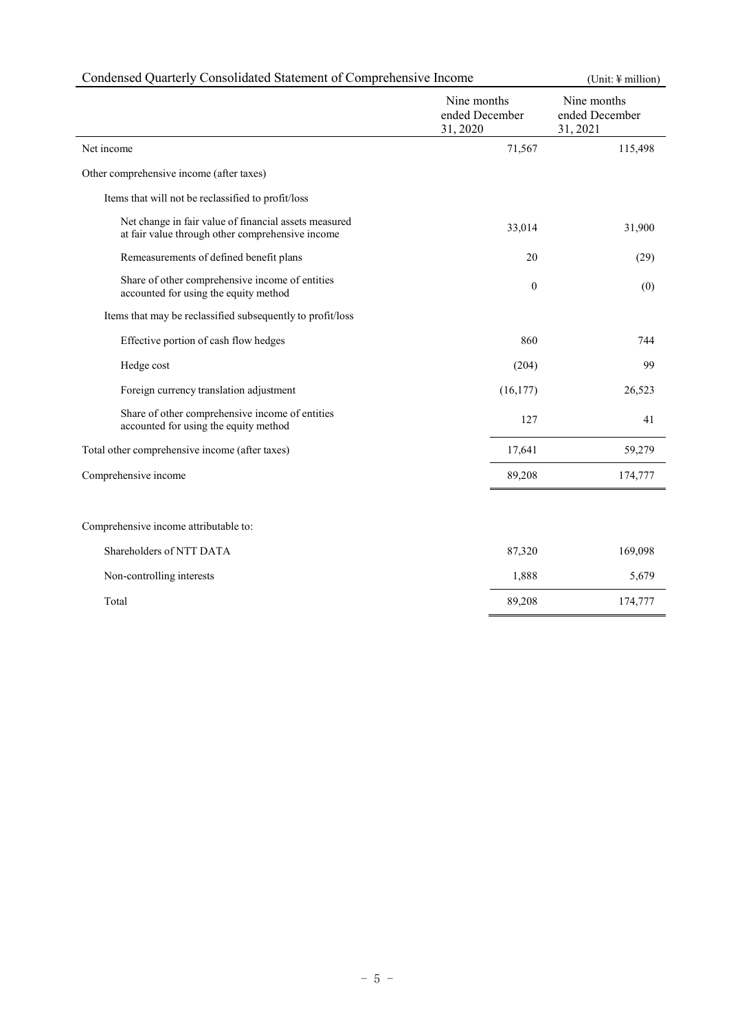## Condensed Quarterly Consolidated Statement of Comprehensive Income

(Unit: ¥ million)

| | Nine months ended December 31, 2020 | Nine months ended December 31, 2021 |
|---|---|---|
| Net income | 71,567 | 115,498 |
| Other comprehensive income (after taxes) | | |
| Items that will not be reclassified to profit/loss | | |
| Net change in fair value of financial assets measured at fair value through other comprehensive income | 33,014 | 31,900 |
| Remeasurements of defined benefit plans | 20 | (29) |
| Share of other comprehensive income of entities accounted for using the equity method | 0 | (0) |
| Items that may be reclassified subsequently to profit/loss | | |
| Effective portion of cash flow hedges | 860 | 744 |
| Hedge cost | (204) | 99 |
| Foreign currency translation adjustment | (16,177) | 26,523 |
| Share of other comprehensive income of entities accounted for using the equity method | 127 | 41 |
| Total other comprehensive income (after taxes) | 17,641 | 59,279 |
| Comprehensive income | 89,208 | 174,777 |
| | | |
| Comprehensive income attributable to: | | |
| Shareholders of NTT DATA | 87,320 | 169,098 |
| Non-controlling interests | 1,888 | 5,679 |
| Total | 89,208 | 174,777 |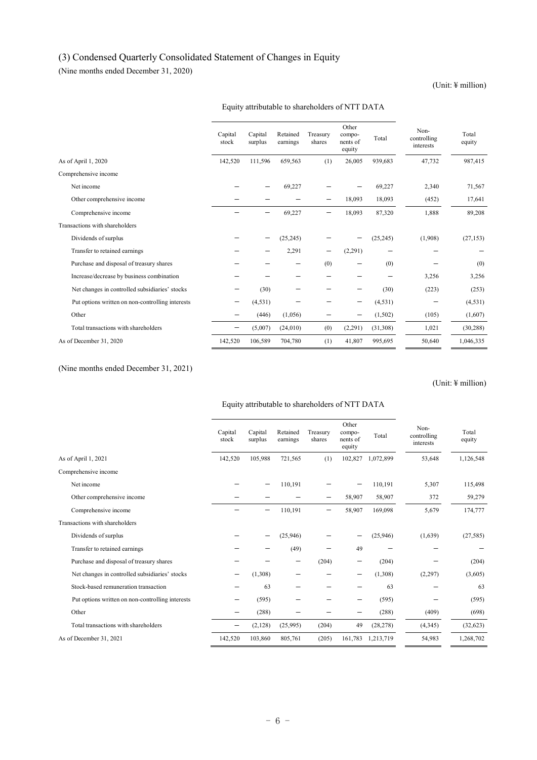## (3) Condensed Quarterly Consolidated Statement of Changes in Equity

(Nine months ended December 31, 2020)

(Unit: ¥ million)

| | Equity attributable to shareholders of NTT DATA | | | | | | Non-controlling interests | Total equity |
|---|---|---|---|---|---|---|---|---|
| | Capital stock | Capital surplus | Retained earnings | Treasury shares | Other components of equity | Total | | |
| As of April 1, 2020 | 142,520 | 111,596 | 659,563 | (1) | 26,005 | 939,683 | 47,732 | 987,415 |
| Comprehensive income | | | | | | | | |
| Net income | − | − | 69,227 | − | − | 69,227 | 2,340 | 71,567 |
| Other comprehensive income | − | − | − | − | 18,093 | 18,093 | (452) | 17,641 |
| Comprehensive income | − | − | 69,227 | − | 18,093 | 87,320 | 1,888 | 89,208 |
| Transactions with shareholders | | | | | | | | |
| Dividends of surplus | − | − | (25,245) | − | − | (25,245) | (1,908) | (27,153) |
| Transfer to retained earnings | − | − | 2,291 | − | (2,291) | − | − | − |
| Purchase and disposal of treasury shares | − | − | − | (0) | − | (0) | − | (0) |
| Increase/decrease by business combination | − | − | − | − | − | − | 3,256 | 3,256 |
| Net changes in controlled subsidiaries' stocks | − | (30) | − | − | − | (30) | (223) | (253) |
| Put options written on non-controlling interests | − | (4,531) | − | − | − | (4,531) | − | (4,531) |
| Other | − | (446) | (1,056) | − | − | (1,502) | (105) | (1,607) |
| Total transactions with shareholders | − | (5,007) | (24,010) | (0) | (2,291) | (31,308) | 1,021 | (30,288) |
| As of December 31, 2020 | 142,520 | 106,589 | 704,780 | (1) | 41,807 | 995,695 | 50,640 | 1,046,335 |

(Nine months ended December 31, 2021)

(Unit: ¥ million)

| | Equity attributable to shareholders of NTT DATA | | | | | | Non-controlling interests | Total equity |
|---|---|---|---|---|---|---|---|---|
| | Capital stock | Capital surplus | Retained earnings | Treasury shares | Other components of equity | Total | | |
| As of April 1, 2021 | 142,520 | 105,988 | 721,565 | (1) | 102,827 | 1,072,899 | 53,648 | 1,126,548 |
| Comprehensive income | | | | | | | | |
| Net income | − | − | 110,191 | − | − | 110,191 | 5,307 | 115,498 |
| Other comprehensive income | − | − | − | − | 58,907 | 58,907 | 372 | 59,279 |
| Comprehensive income | − | − | 110,191 | − | 58,907 | 169,098 | 5,679 | 174,777 |
| Transactions with shareholders | | | | | | | | |
| Dividends of surplus | − | − | (25,946) | − | − | (25,946) | (1,639) | (27,585) |
| Transfer to retained earnings | − | − | (49) | − | 49 | − | − | − |
| Purchase and disposal of treasury shares | − | − | − | (204) | − | (204) | − | (204) |
| Net changes in controlled subsidiaries' stocks | − | (1,308) | − | − | − | (1,308) | (2,297) | (3,605) |
| Stock-based remuneration transaction | − | 63 | − | − | − | 63 | − | 63 |
| Put options written on non-controlling interests | − | (595) | − | − | − | (595) | − | (595) |
| Other | − | (288) | − | − | − | (288) | (409) | (698) |
| Total transactions with shareholders | − | (2,128) | (25,995) | (204) | 49 | (28,278) | (4,345) | (32,623) |
| As of December 31, 2021 | 142,520 | 103,860 | 805,761 | (205) | 161,783 | 1,213,719 | 54,983 | 1,268,702 |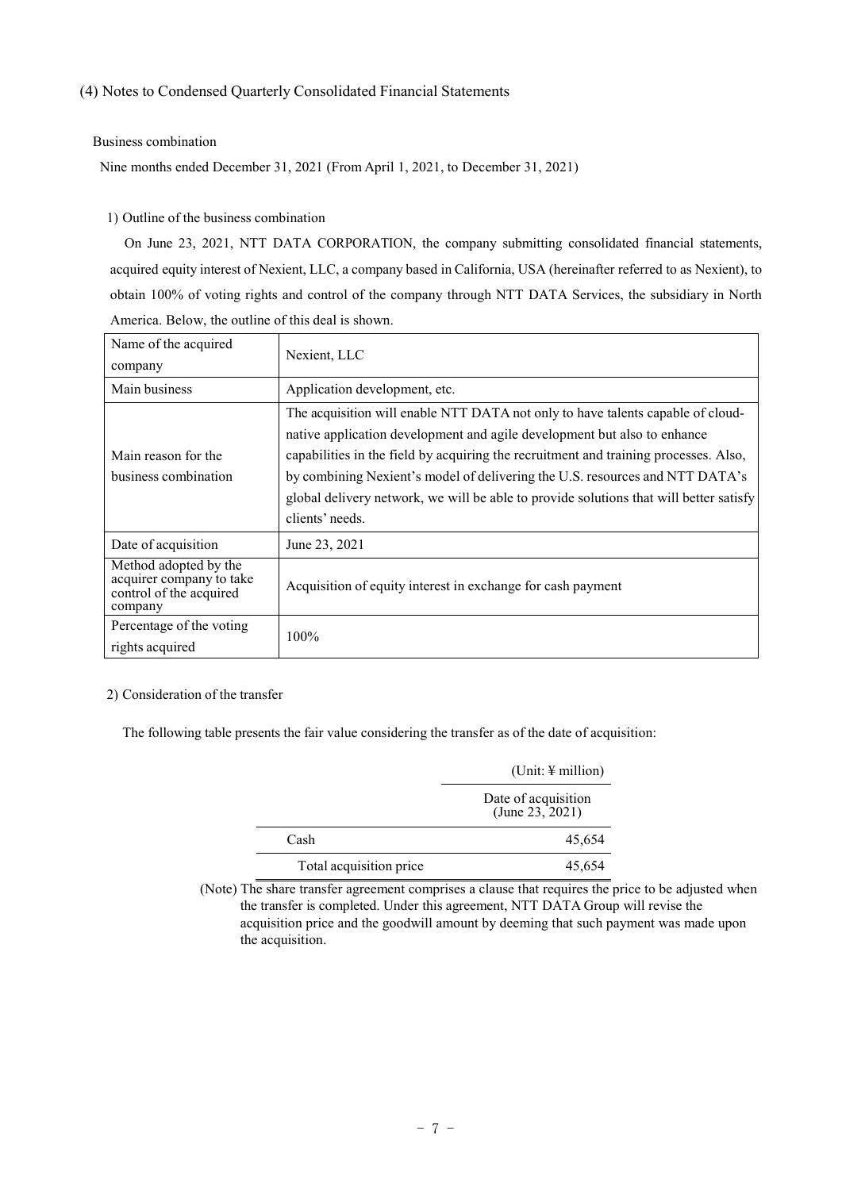## (4) Notes to Condensed Quarterly Consolidated Financial Statements

### Business combination

Nine months ended December 31, 2021 (From April 1, 2021, to December 31, 2021)

#### 1) Outline of the business combination

On June 23, 2021, NTT DATA CORPORATION, the company submitting consolidated financial statements, acquired equity interest of Nexient, LLC, a company based in California, USA (hereinafter referred to as Nexient), to obtain 100% of voting rights and control of the company through NTT DATA Services, the subsidiary in North America. Below, the outline of this deal is shown.

| Name of the acquired company | Nexient, LLC |
|---|---|
| Main business | Application development, etc. |
| Main reason for the business combination | The acquisition will enable NTT DATA not only to have talents capable of cloud-native application development and agile development but also to enhance capabilities in the field by acquiring the recruitment and training processes. Also, by combining Nexient's model of delivering the U.S. resources and NTT DATA's global delivery network, we will be able to provide solutions that will better satisfy clients' needs. |
| Date of acquisition | June 23, 2021 |
| Method adopted by the acquirer company to take control of the acquired company | Acquisition of equity interest in exchange for cash payment |
| Percentage of the voting rights acquired | 100% |

#### 2) Consideration of the transfer

The following table presents the fair value considering the transfer as of the date of acquisition:

(Unit: ¥ million)

| | Date of acquisition (June 23, 2021) |
|---|---|
| Cash | 45,654 |
| Total acquisition price | 45,654 |

(Note) The share transfer agreement comprises a clause that requires the price to be adjusted when the transfer is completed. Under this agreement, NTT DATA Group will revise the acquisition price and the goodwill amount by deeming that such payment was made upon the acquisition.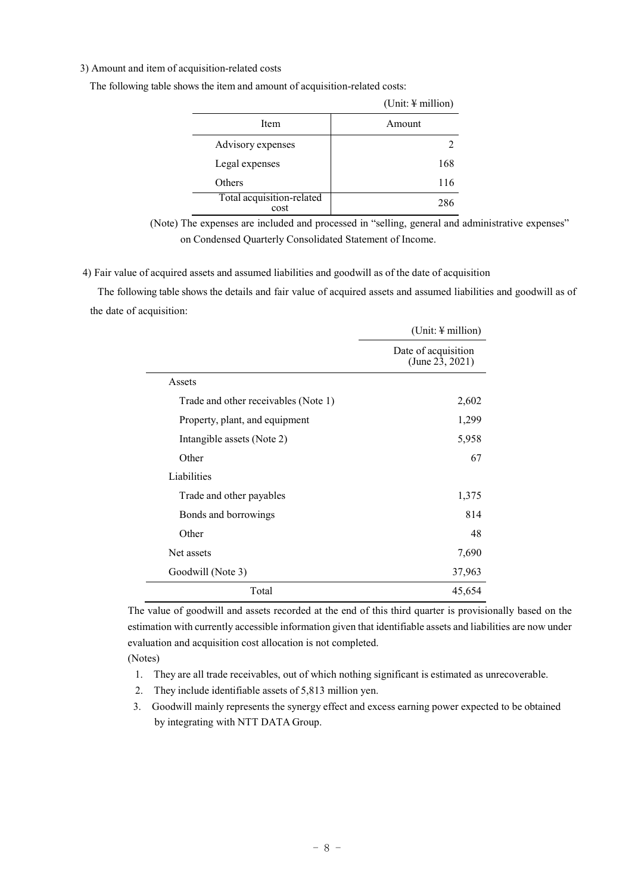3) Amount and item of acquisition-related costs

The following table shows the item and amount of acquisition-related costs:

(Unit: ¥ million)

| Item | Amount |
|---|---|
| Advisory expenses | 2 |
| Legal expenses | 168 |
| Others | 116 |
| Total acquisition-related cost | 286 |

(Note) The expenses are included and processed in "selling, general and administrative expenses" on Condensed Quarterly Consolidated Statement of Income.

4) Fair value of acquired assets and assumed liabilities and goodwill as of the date of acquisition

The following table shows the details and fair value of acquired assets and assumed liabilities and goodwill as of the date of acquisition:

(Unit: ¥ million)

| | Date of acquisition (June 23, 2021) |
|---|---|
| Assets | |
| Trade and other receivables (Note 1) | 2,602 |
| Property, plant, and equipment | 1,299 |
| Intangible assets (Note 2) | 5,958 |
| Other | 67 |
| Liabilities | |
| Trade and other payables | 1,375 |
| Bonds and borrowings | 814 |
| Other | 48 |
| Net assets | 7,690 |
| Goodwill (Note 3) | 37,963 |
| Total | 45,654 |

The value of goodwill and assets recorded at the end of this third quarter is provisionally based on the estimation with currently accessible information given that identifiable assets and liabilities are now under evaluation and acquisition cost allocation is not completed.

(Notes)

1. They are all trade receivables, out of which nothing significant is estimated as unrecoverable.
2. They include identifiable assets of 5,813 million yen.
3. Goodwill mainly represents the synergy effect and excess earning power expected to be obtained by integrating with NTT DATA Group.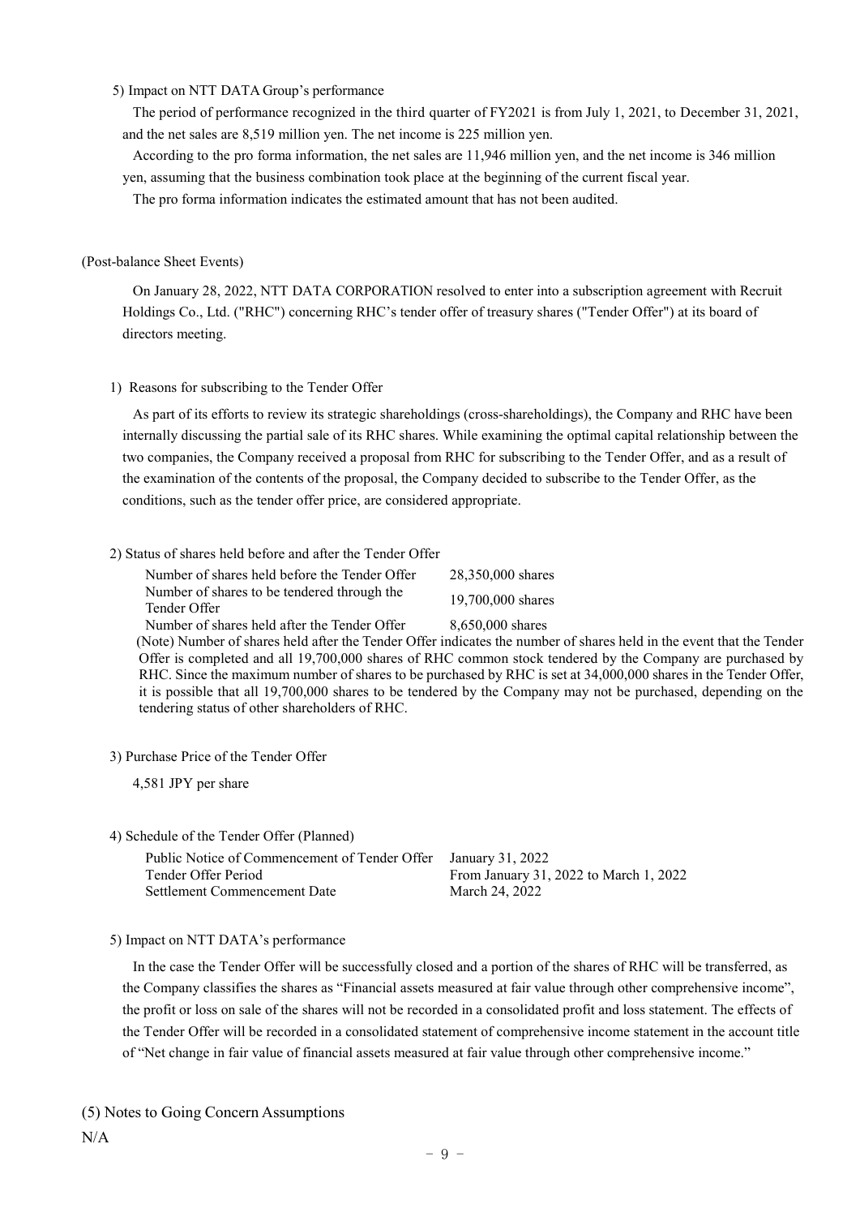5) Impact on NTT DATA Group's performance

The period of performance recognized in the third quarter of FY2021 is from July 1, 2021, to December 31, 2021, and the net sales are 8,519 million yen. The net income is 225 million yen.

According to the pro forma information, the net sales are 11,946 million yen, and the net income is 346 million yen, assuming that the business combination took place at the beginning of the current fiscal year.

The pro forma information indicates the estimated amount that has not been audited.

(Post-balance Sheet Events)

On January 28, 2022, NTT DATA CORPORATION resolved to enter into a subscription agreement with Recruit Holdings Co., Ltd. ("RHC") concerning RHC's tender offer of treasury shares ("Tender Offer") at its board of directors meeting.

1) Reasons for subscribing to the Tender Offer

As part of its efforts to review its strategic shareholdings (cross-shareholdings), the Company and RHC have been internally discussing the partial sale of its RHC shares. While examining the optimal capital relationship between the two companies, the Company received a proposal from RHC for subscribing to the Tender Offer, and as a result of the examination of the contents of the proposal, the Company decided to subscribe to the Tender Offer, as the conditions, such as the tender offer price, are considered appropriate.

2) Status of shares held before and after the Tender Offer

| | |
|---|---|
| Number of shares held before the Tender Offer | 28,350,000 shares |
| Number of shares to be tendered through the Tender Offer | 19,700,000 shares |
| Number of shares held after the Tender Offer | 8,650,000 shares |

(Note) Number of shares held after the Tender Offer indicates the number of shares held in the event that the Tender Offer is completed and all 19,700,000 shares of RHC common stock tendered by the Company are purchased by RHC. Since the maximum number of shares to be purchased by RHC is set at 34,000,000 shares in the Tender Offer, it is possible that all 19,700,000 shares to be tendered by the Company may not be purchased, depending on the tendering status of other shareholders of RHC.

3) Purchase Price of the Tender Offer

4,581 JPY per share

4) Schedule of the Tender Offer (Planned)

| | |
|---|---|
| Public Notice of Commencement of Tender Offer | January 31, 2022 |
| Tender Offer Period | From January 31, 2022 to March 1, 2022 |
| Settlement Commencement Date | March 24, 2022 |

5) Impact on NTT DATA's performance

In the case the Tender Offer will be successfully closed and a portion of the shares of RHC will be transferred, as the Company classifies the shares as "Financial assets measured at fair value through other comprehensive income", the profit or loss on sale of the shares will not be recorded in a consolidated profit and loss statement. The effects of the Tender Offer will be recorded in a consolidated statement of comprehensive income statement in the account title of "Net change in fair value of financial assets measured at fair value through other comprehensive income."

## (5) Notes to Going Concern Assumptions

N/A